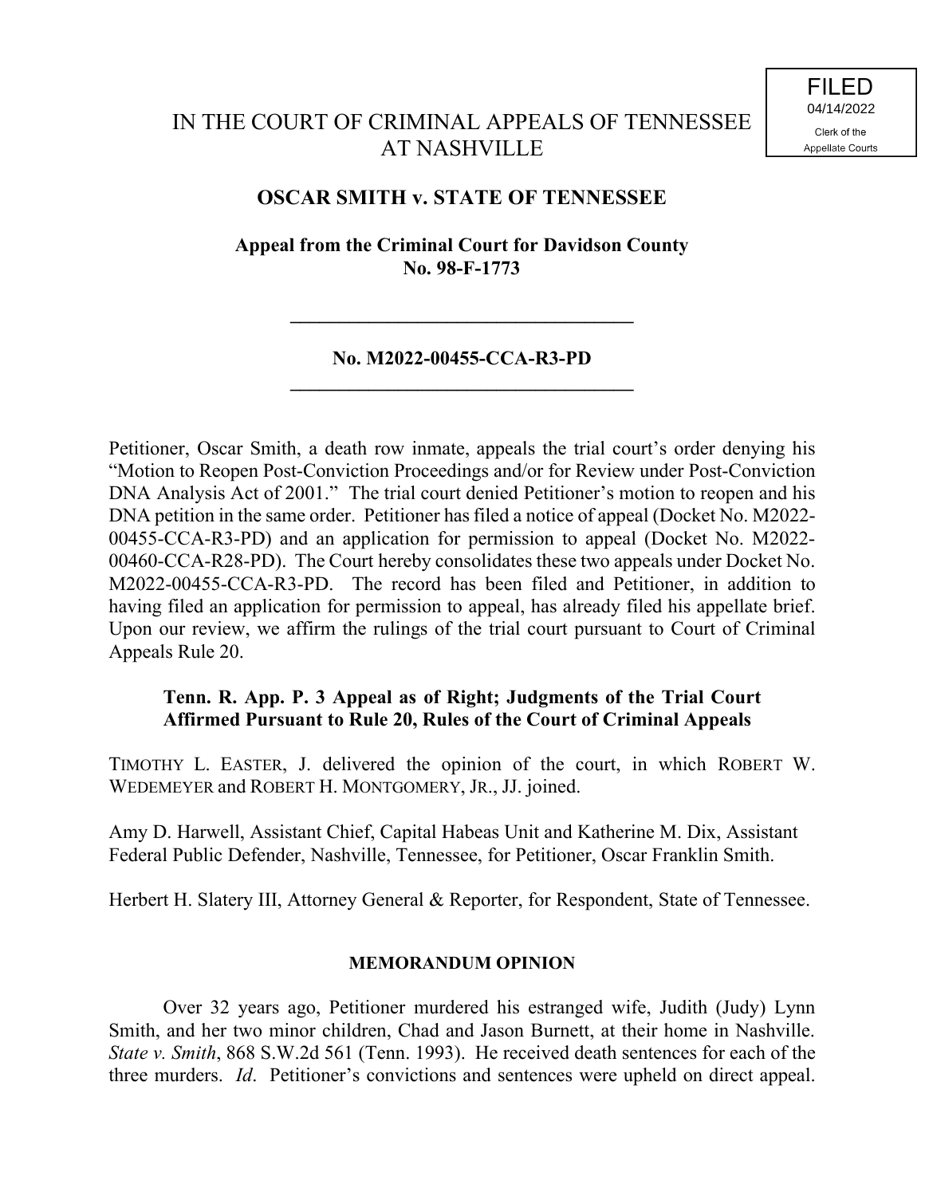FILED
04/14/2022
Clerk of the
Appellate Courts

# IN THE COURT OF CRIMINAL APPEALS OF TENNESSEE AT NASHVILLE

## OSCAR SMITH v. STATE OF TENNESSEE

**Appeal from the Criminal Court for Davidson County**
**No. 98-F-1773**

---

**No. M2022-00455-CCA-R3-PD**

---

Petitioner, Oscar Smith, a death row inmate, appeals the trial court's order denying his "Motion to Reopen Post-Conviction Proceedings and/or for Review under Post-Conviction DNA Analysis Act of 2001." The trial court denied Petitioner's motion to reopen and his DNA petition in the same order. Petitioner has filed a notice of appeal (Docket No. M2022-00455-CCA-R3-PD) and an application for permission to appeal (Docket No. M2022-00460-CCA-R28-PD). The Court hereby consolidates these two appeals under Docket No. M2022-00455-CCA-R3-PD. The record has been filed and Petitioner, in addition to having filed an application for permission to appeal, has already filed his appellate brief. Upon our review, we affirm the rulings of the trial court pursuant to Court of Criminal Appeals Rule 20.

**Tenn. R. App. P. 3 Appeal as of Right; Judgments of the Trial Court Affirmed Pursuant to Rule 20, Rules of the Court of Criminal Appeals**

TIMOTHY L. EASTER, J. delivered the opinion of the court, in which ROBERT W. WEDEMEYER and ROBERT H. MONTGOMERY, JR., JJ. joined.

Amy D. Harwell, Assistant Chief, Capital Habeas Unit and Katherine M. Dix, Assistant Federal Public Defender, Nashville, Tennessee, for Petitioner, Oscar Franklin Smith.

Herbert H. Slatery III, Attorney General & Reporter, for Respondent, State of Tennessee.

### MEMORANDUM OPINION

Over 32 years ago, Petitioner murdered his estranged wife, Judith (Judy) Lynn Smith, and her two minor children, Chad and Jason Burnett, at their home in Nashville. *State v. Smith*, 868 S.W.2d 561 (Tenn. 1993). He received death sentences for each of the three murders. *Id*. Petitioner's convictions and sentences were upheld on direct appeal.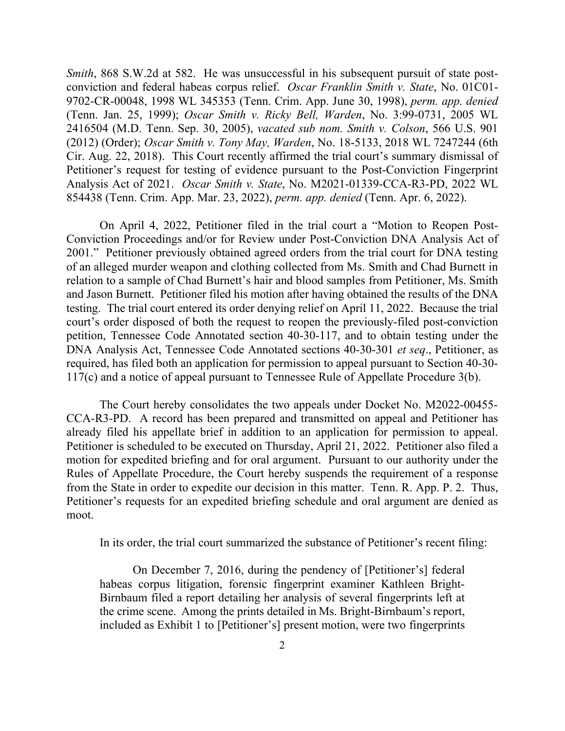*Smith*, 868 S.W.2d at 582. He was unsuccessful in his subsequent pursuit of state post-conviction and federal habeas corpus relief. *Oscar Franklin Smith v. State*, No. 01C01-9702-CR-00048, 1998 WL 345353 (Tenn. Crim. App. June 30, 1998), *perm. app. denied* (Tenn. Jan. 25, 1999); *Oscar Smith v. Ricky Bell, Warden*, No. 3:99-0731, 2005 WL 2416504 (M.D. Tenn. Sep. 30, 2005), *vacated sub nom. Smith v. Colson*, 566 U.S. 901 (2012) (Order); *Oscar Smith v. Tony May, Warden*, No. 18-5133, 2018 WL 7247244 (6th Cir. Aug. 22, 2018). This Court recently affirmed the trial court's summary dismissal of Petitioner's request for testing of evidence pursuant to the Post-Conviction Fingerprint Analysis Act of 2021. *Oscar Smith v. State*, No. M2021-01339-CCA-R3-PD, 2022 WL 854438 (Tenn. Crim. App. Mar. 23, 2022), *perm. app. denied* (Tenn. Apr. 6, 2022).

On April 4, 2022, Petitioner filed in the trial court a "Motion to Reopen Post-Conviction Proceedings and/or for Review under Post-Conviction DNA Analysis Act of 2001." Petitioner previously obtained agreed orders from the trial court for DNA testing of an alleged murder weapon and clothing collected from Ms. Smith and Chad Burnett in relation to a sample of Chad Burnett's hair and blood samples from Petitioner, Ms. Smith and Jason Burnett. Petitioner filed his motion after having obtained the results of the DNA testing. The trial court entered its order denying relief on April 11, 2022. Because the trial court's order disposed of both the request to reopen the previously-filed post-conviction petition, Tennessee Code Annotated section 40-30-117, and to obtain testing under the DNA Analysis Act, Tennessee Code Annotated sections 40-30-301 *et seq*., Petitioner, as required, has filed both an application for permission to appeal pursuant to Section 40-30-117(c) and a notice of appeal pursuant to Tennessee Rule of Appellate Procedure 3(b).

The Court hereby consolidates the two appeals under Docket No. M2022-00455-CCA-R3-PD. A record has been prepared and transmitted on appeal and Petitioner has already filed his appellate brief in addition to an application for permission to appeal. Petitioner is scheduled to be executed on Thursday, April 21, 2022. Petitioner also filed a motion for expedited briefing and for oral argument. Pursuant to our authority under the Rules of Appellate Procedure, the Court hereby suspends the requirement of a response from the State in order to expedite our decision in this matter. Tenn. R. App. P. 2. Thus, Petitioner's requests for an expedited briefing schedule and oral argument are denied as moot.

In its order, the trial court summarized the substance of Petitioner's recent filing:

> On December 7, 2016, during the pendency of [Petitioner's] federal habeas corpus litigation, forensic fingerprint examiner Kathleen Bright-Birnbaum filed a report detailing her analysis of several fingerprints left at the crime scene. Among the prints detailed in Ms. Bright-Birnbaum's report, included as Exhibit 1 to [Petitioner's] present motion, were two fingerprints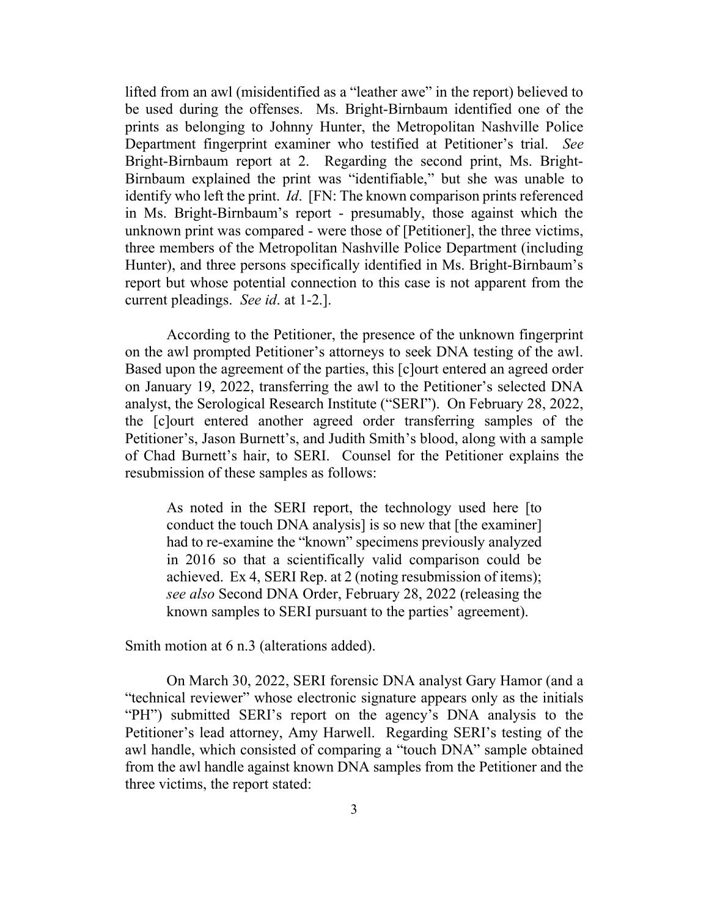lifted from an awl (misidentified as a "leather awe" in the report) believed to be used during the offenses. Ms. Bright-Birnbaum identified one of the prints as belonging to Johnny Hunter, the Metropolitan Nashville Police Department fingerprint examiner who testified at Petitioner's trial. *See* Bright-Birnbaum report at 2. Regarding the second print, Ms. Bright-Birnbaum explained the print was "identifiable," but she was unable to identify who left the print. *Id*. [FN: The known comparison prints referenced in Ms. Bright-Birnbaum's report - presumably, those against which the unknown print was compared - were those of [Petitioner], the three victims, three members of the Metropolitan Nashville Police Department (including Hunter), and three persons specifically identified in Ms. Bright-Birnbaum's report but whose potential connection to this case is not apparent from the current pleadings. *See id*. at 1-2.].

According to the Petitioner, the presence of the unknown fingerprint on the awl prompted Petitioner's attorneys to seek DNA testing of the awl. Based upon the agreement of the parties, this [c]ourt entered an agreed order on January 19, 2022, transferring the awl to the Petitioner's selected DNA analyst, the Serological Research Institute ("SERI"). On February 28, 2022, the [c]ourt entered another agreed order transferring samples of the Petitioner's, Jason Burnett's, and Judith Smith's blood, along with a sample of Chad Burnett's hair, to SERI. Counsel for the Petitioner explains the resubmission of these samples as follows:

> As noted in the SERI report, the technology used here [to conduct the touch DNA analysis] is so new that [the examiner] had to re-examine the "known" specimens previously analyzed in 2016 so that a scientifically valid comparison could be achieved. Ex 4, SERI Rep. at 2 (noting resubmission of items); *see also* Second DNA Order, February 28, 2022 (releasing the known samples to SERI pursuant to the parties' agreement).

Smith motion at 6 n.3 (alterations added).

On March 30, 2022, SERI forensic DNA analyst Gary Hamor (and a "technical reviewer" whose electronic signature appears only as the initials "PH") submitted SERI's report on the agency's DNA analysis to the Petitioner's lead attorney, Amy Harwell. Regarding SERI's testing of the awl handle, which consisted of comparing a "touch DNA" sample obtained from the awl handle against known DNA samples from the Petitioner and the three victims, the report stated: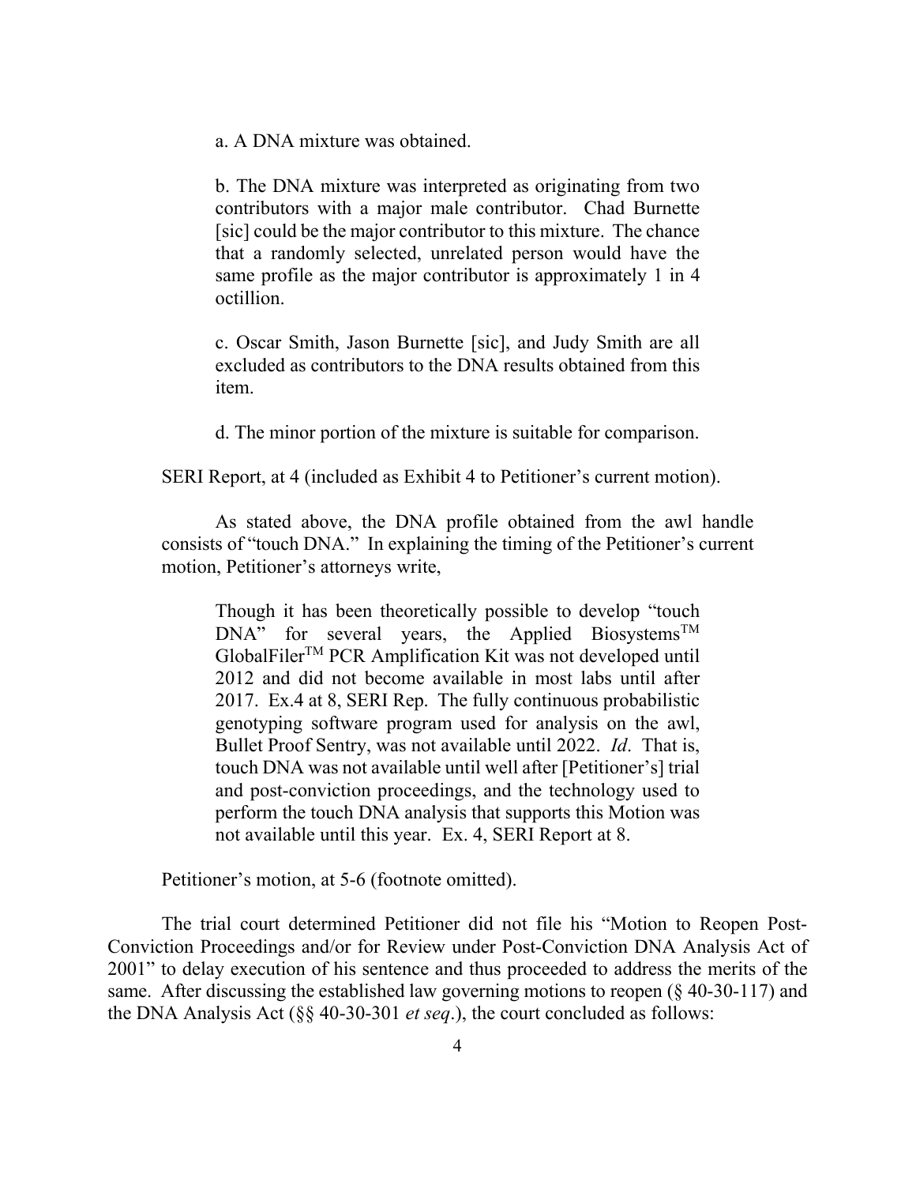a. A DNA mixture was obtained.

b. The DNA mixture was interpreted as originating from two contributors with a major male contributor. Chad Burnette [sic] could be the major contributor to this mixture. The chance that a randomly selected, unrelated person would have the same profile as the major contributor is approximately 1 in 4 octillion.

c. Oscar Smith, Jason Burnette [sic], and Judy Smith are all excluded as contributors to the DNA results obtained from this item.

d. The minor portion of the mixture is suitable for comparison.

SERI Report, at 4 (included as Exhibit 4 to Petitioner's current motion).

As stated above, the DNA profile obtained from the awl handle consists of "touch DNA." In explaining the timing of the Petitioner's current motion, Petitioner's attorneys write,

> Though it has been theoretically possible to develop "touch DNA" for several years, the Applied Biosystems™ GlobalFiler™ PCR Amplification Kit was not developed until 2012 and did not become available in most labs until after 2017. Ex.4 at 8, SERI Rep. The fully continuous probabilistic genotyping software program used for analysis on the awl, Bullet Proof Sentry, was not available until 2022. *Id*. That is, touch DNA was not available until well after [Petitioner's] trial and post-conviction proceedings, and the technology used to perform the touch DNA analysis that supports this Motion was not available until this year. Ex. 4, SERI Report at 8.

Petitioner's motion, at 5-6 (footnote omitted).

The trial court determined Petitioner did not file his "Motion to Reopen Post-Conviction Proceedings and/or for Review under Post-Conviction DNA Analysis Act of 2001" to delay execution of his sentence and thus proceeded to address the merits of the same. After discussing the established law governing motions to reopen (§ 40-30-117) and the DNA Analysis Act (§§ 40-30-301 *et seq*.), the court concluded as follows: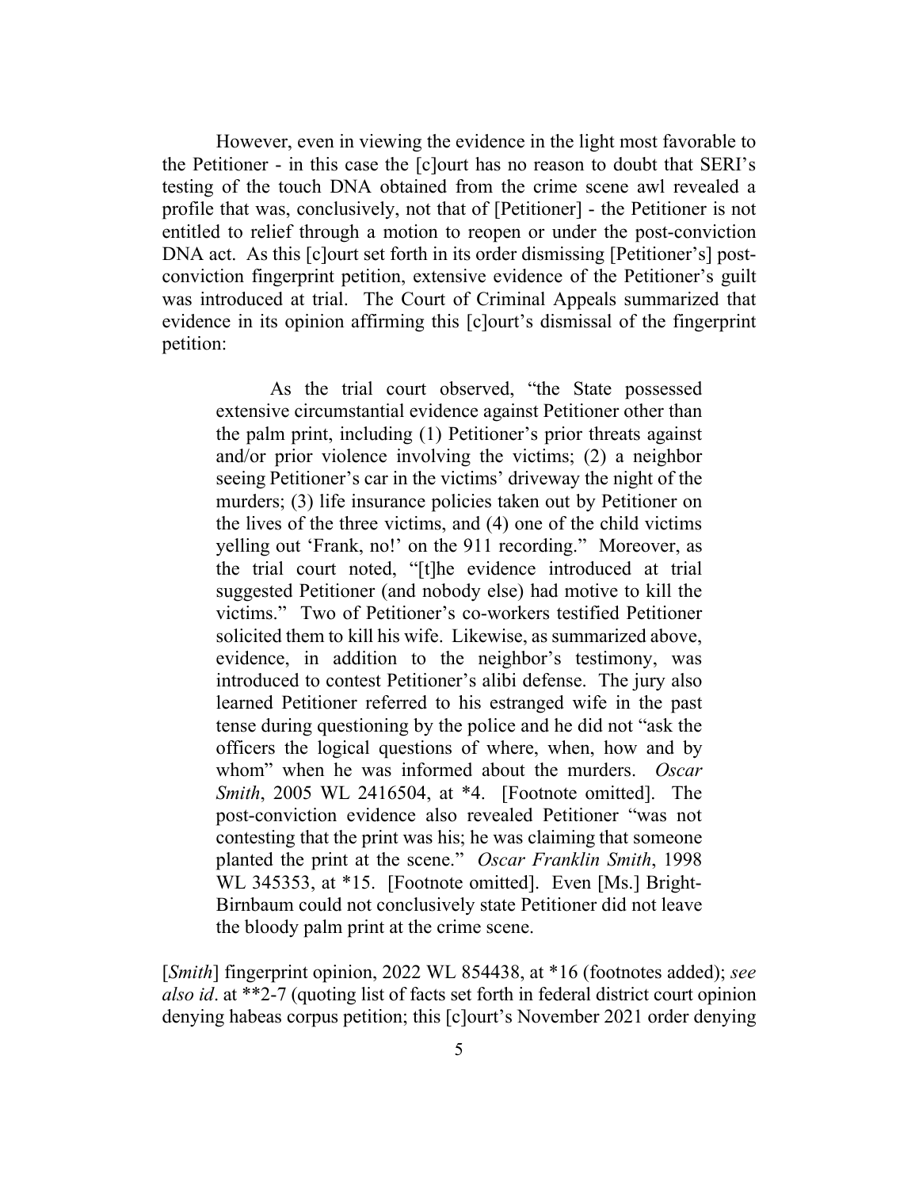However, even in viewing the evidence in the light most favorable to the Petitioner - in this case the [c]ourt has no reason to doubt that SERI's testing of the touch DNA obtained from the crime scene awl revealed a profile that was, conclusively, not that of [Petitioner] - the Petitioner is not entitled to relief through a motion to reopen or under the post-conviction DNA act. As this [c]ourt set forth in its order dismissing [Petitioner's] post-conviction fingerprint petition, extensive evidence of the Petitioner's guilt was introduced at trial. The Court of Criminal Appeals summarized that evidence in its opinion affirming this [c]ourt's dismissal of the fingerprint petition:

> As the trial court observed, "the State possessed extensive circumstantial evidence against Petitioner other than the palm print, including (1) Petitioner's prior threats against and/or prior violence involving the victims; (2) a neighbor seeing Petitioner's car in the victims' driveway the night of the murders; (3) life insurance policies taken out by Petitioner on the lives of the three victims, and (4) one of the child victims yelling out 'Frank, no!' on the 911 recording." Moreover, as the trial court noted, "[t]he evidence introduced at trial suggested Petitioner (and nobody else) had motive to kill the victims." Two of Petitioner's co-workers testified Petitioner solicited them to kill his wife. Likewise, as summarized above, evidence, in addition to the neighbor's testimony, was introduced to contest Petitioner's alibi defense. The jury also learned Petitioner referred to his estranged wife in the past tense during questioning by the police and he did not "ask the officers the logical questions of where, when, how and by whom" when he was informed about the murders. *Oscar Smith*, 2005 WL 2416504, at *4. [Footnote omitted]. The post-conviction evidence also revealed Petitioner "was not contesting that the print was his; he was claiming that someone planted the print at the scene." *Oscar Franklin Smith*, 1998 WL 345353, at *15. [Footnote omitted]. Even [Ms.] Bright-Birnbaum could not conclusively state Petitioner did not leave the bloody palm print at the crime scene.

[*Smith*] fingerprint opinion, 2022 WL 854438, at *16 (footnotes added); *see also id*. at **2-7 (quoting list of facts set forth in federal district court opinion denying habeas corpus petition; this [c]ourt's November 2021 order denying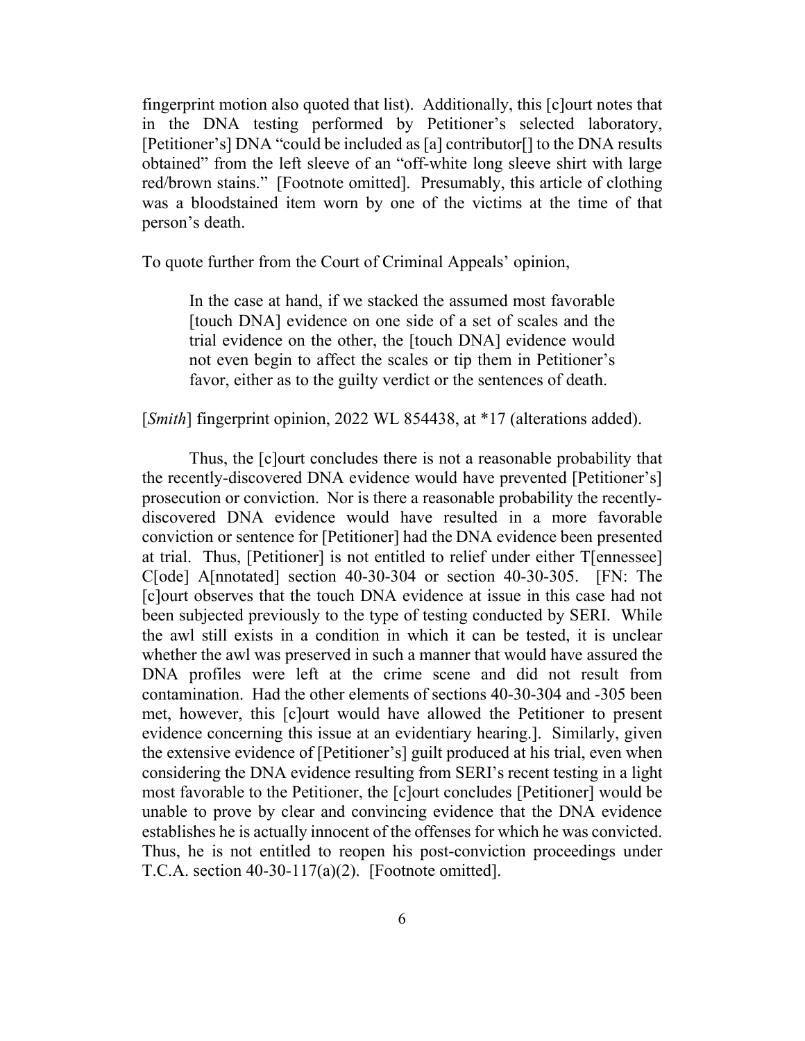fingerprint motion also quoted that list). Additionally, this [c]ourt notes that in the DNA testing performed by Petitioner's selected laboratory, [Petitioner's] DNA "could be included as [a] contributor[] to the DNA results obtained" from the left sleeve of an "off-white long sleeve shirt with large red/brown stains." [Footnote omitted]. Presumably, this article of clothing was a bloodstained item worn by one of the victims at the time of that person's death.

To quote further from the Court of Criminal Appeals' opinion,

> In the case at hand, if we stacked the assumed most favorable [touch DNA] evidence on one side of a set of scales and the trial evidence on the other, the [touch DNA] evidence would not even begin to affect the scales or tip them in Petitioner's favor, either as to the guilty verdict or the sentences of death.

[*Smith*] fingerprint opinion, 2022 WL 854438, at *17 (alterations added).

Thus, the [c]ourt concludes there is not a reasonable probability that the recently-discovered DNA evidence would have prevented [Petitioner's] prosecution or conviction. Nor is there a reasonable probability the recently-discovered DNA evidence would have resulted in a more favorable conviction or sentence for [Petitioner] had the DNA evidence been presented at trial. Thus, [Petitioner] is not entitled to relief under either T[ennessee] C[ode] A[nnotated] section 40-30-304 or section 40-30-305. [FN: The [c]ourt observes that the touch DNA evidence at issue in this case had not been subjected previously to the type of testing conducted by SERI. While the awl still exists in a condition in which it can be tested, it is unclear whether the awl was preserved in such a manner that would have assured the DNA profiles were left at the crime scene and did not result from contamination. Had the other elements of sections 40-30-304 and -305 been met, however, this [c]ourt would have allowed the Petitioner to present evidence concerning this issue at an evidentiary hearing.]. Similarly, given the extensive evidence of [Petitioner's] guilt produced at his trial, even when considering the DNA evidence resulting from SERI's recent testing in a light most favorable to the Petitioner, the [c]ourt concludes [Petitioner] would be unable to prove by clear and convincing evidence that the DNA evidence establishes he is actually innocent of the offenses for which he was convicted. Thus, he is not entitled to reopen his post-conviction proceedings under T.C.A. section 40-30-117(a)(2). [Footnote omitted].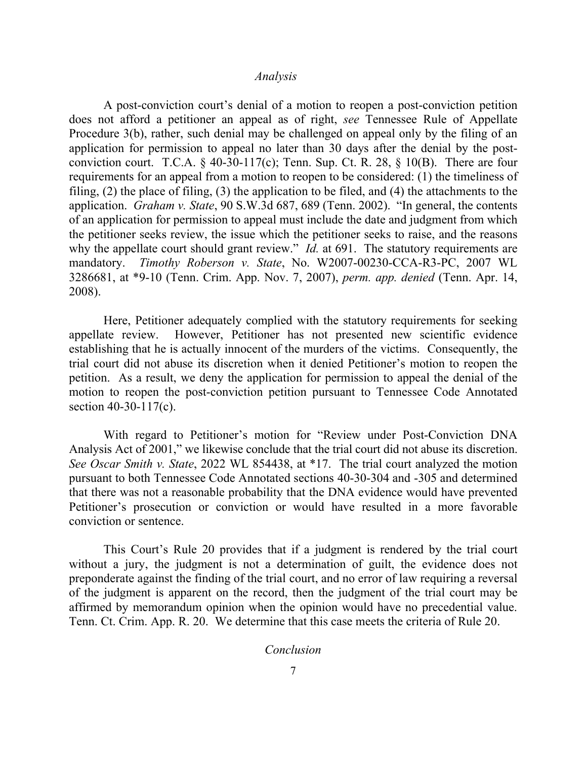*Analysis*

A post-conviction court's denial of a motion to reopen a post-conviction petition does not afford a petitioner an appeal as of right, *see* Tennessee Rule of Appellate Procedure 3(b), rather, such denial may be challenged on appeal only by the filing of an application for permission to appeal no later than 30 days after the denial by the post-conviction court. T.C.A. § 40-30-117(c); Tenn. Sup. Ct. R. 28, § 10(B). There are four requirements for an appeal from a motion to reopen to be considered: (1) the timeliness of filing, (2) the place of filing, (3) the application to be filed, and (4) the attachments to the application. *Graham v. State*, 90 S.W.3d 687, 689 (Tenn. 2002). "In general, the contents of an application for permission to appeal must include the date and judgment from which the petitioner seeks review, the issue which the petitioner seeks to raise, and the reasons why the appellate court should grant review." *Id.* at 691. The statutory requirements are mandatory. *Timothy Roberson v. State*, No. W2007-00230-CCA-R3-PC, 2007 WL 3286681, at *9-10 (Tenn. Crim. App. Nov. 7, 2007), *perm. app. denied* (Tenn. Apr. 14, 2008).

Here, Petitioner adequately complied with the statutory requirements for seeking appellate review. However, Petitioner has not presented new scientific evidence establishing that he is actually innocent of the murders of the victims. Consequently, the trial court did not abuse its discretion when it denied Petitioner's motion to reopen the petition. As a result, we deny the application for permission to appeal the denial of the motion to reopen the post-conviction petition pursuant to Tennessee Code Annotated section 40-30-117(c).

With regard to Petitioner's motion for "Review under Post-Conviction DNA Analysis Act of 2001," we likewise conclude that the trial court did not abuse its discretion. *See Oscar Smith v. State*, 2022 WL 854438, at *17. The trial court analyzed the motion pursuant to both Tennessee Code Annotated sections 40-30-304 and -305 and determined that there was not a reasonable probability that the DNA evidence would have prevented Petitioner's prosecution or conviction or would have resulted in a more favorable conviction or sentence.

This Court's Rule 20 provides that if a judgment is rendered by the trial court without a jury, the judgment is not a determination of guilt, the evidence does not preponderate against the finding of the trial court, and no error of law requiring a reversal of the judgment is apparent on the record, then the judgment of the trial court may be affirmed by memorandum opinion when the opinion would have no precedential value. Tenn. Ct. Crim. App. R. 20. We determine that this case meets the criteria of Rule 20.

*Conclusion*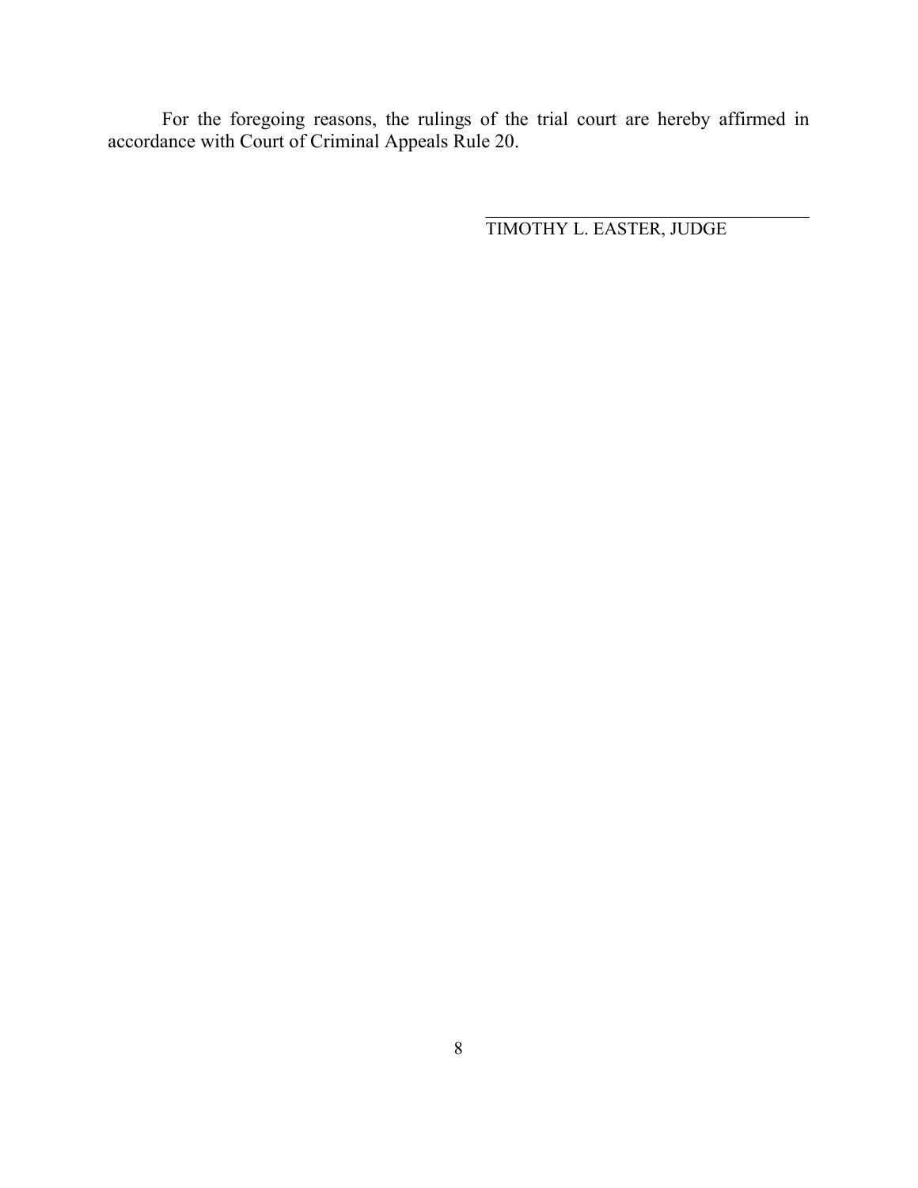For the foregoing reasons, the rulings of the trial court are hereby affirmed in accordance with Court of Criminal Appeals Rule 20.

\_\_\_\_\_\_\_\_\_\_\_\_\_\_\_\_\_\_\_\_\_\_\_\_\_\_\_\_\_\_\_\_\_\_\_\_

TIMOTHY L. EASTER, JUDGE